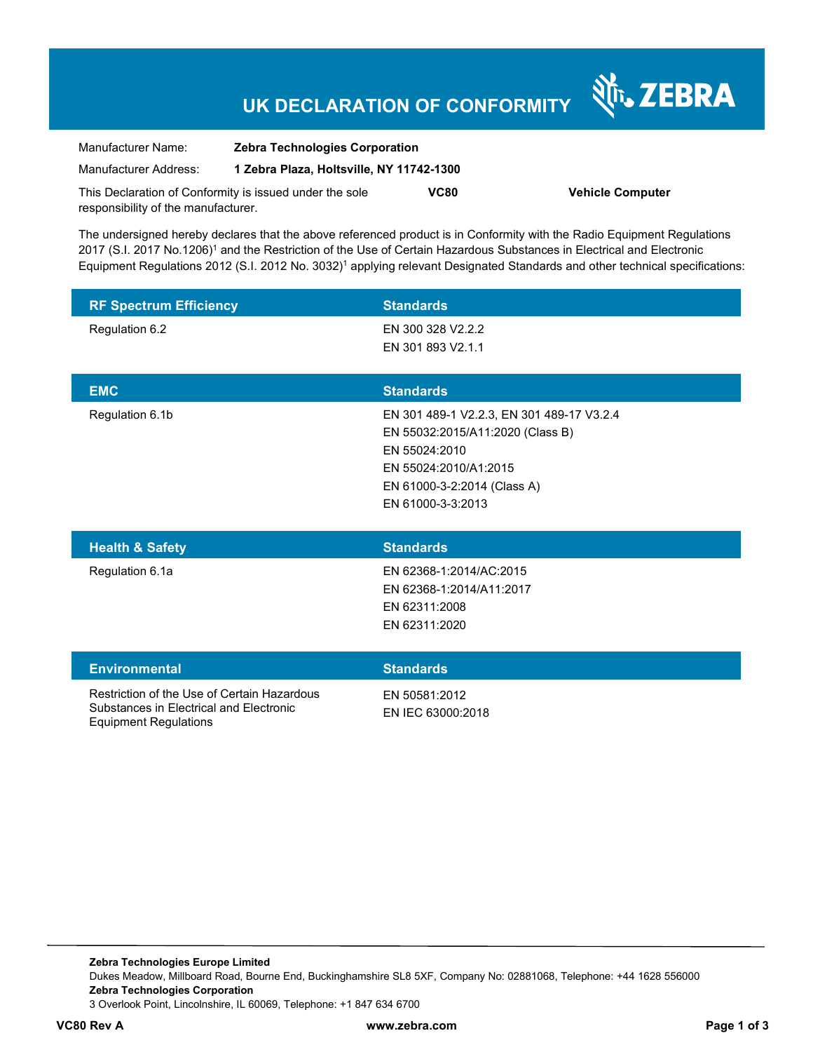# UK DECLARATION OF CONFORMITY

ZEBRA

| | |
|---|---|
| Manufacturer Name: | **Zebra Technologies Corporation** |
| Manufacturer Address: | **1 Zebra Plaza, Holtsville, NY 11742-1300** |

This Declaration of Conformity is issued under the sole responsibility of the manufacturer. **VC80** **Vehicle Computer**

The undersigned hereby declares that the above referenced product is in Conformity with the Radio Equipment Regulations 2017 (S.I. 2017 No.1206)[1] and the Restriction of the Use of Certain Hazardous Substances in Electrical and Electronic Equipment Regulations 2012 (S.I. 2012 No. 3032)[1] applying relevant Designated Standards and other technical specifications:

| RF Spectrum Efficiency | Standards |
|---|---|
| Regulation 6.2 | EN 300 328 V2.2.2<br>EN 301 893 V2.1.1 |

| EMC | Standards |
|---|---|
| Regulation 6.1b | EN 301 489-1 V2.2.3, EN 301 489-17 V3.2.4<br>EN 55032:2015/A11:2020 (Class B)<br>EN 55024:2010<br>EN 55024:2010/A1:2015<br>EN 61000-3-2:2014 (Class A)<br>EN 61000-3-3:2013 |

| Health & Safety | Standards |
|---|---|
| Regulation 6.1a | EN 62368-1:2014/AC:2015<br>EN 62368-1:2014/A11:2017<br>EN 62311:2008<br>EN 62311:2020 |

| Environmental | Standards |
|---|---|
| Restriction of the Use of Certain Hazardous Substances in Electrical and Electronic Equipment Regulations | EN 50581:2012<br>EN IEC 63000:2018 |

**Zebra Technologies Europe Limited**
Dukes Meadow, Millboard Road, Bourne End, Buckinghamshire SL8 5XF, Company No: 02881068, Telephone: +44 1628 556000
**Zebra Technologies Corporation**
3 Overlook Point, Lincolnshire, IL 60069, Telephone: +1 847 634 6700

**VC80 Rev A** **www.zebra.com**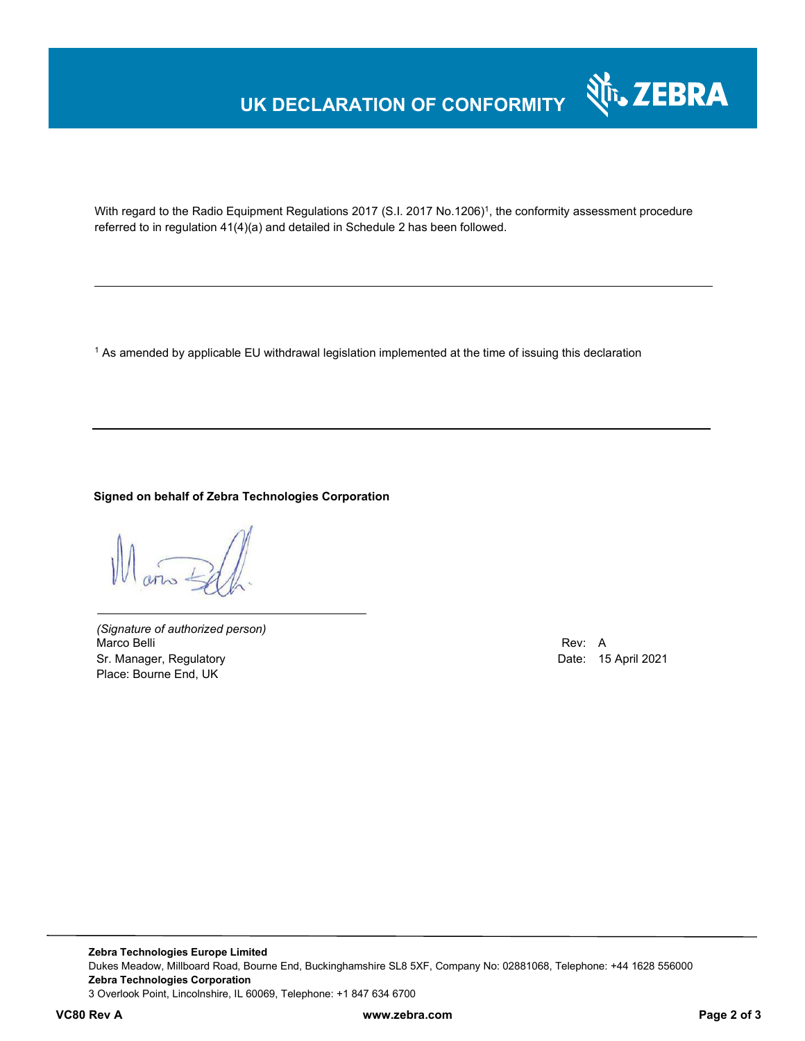# UK DECLARATION OF CONFORMITY

With regard to the Radio Equipment Regulations 2017 (S.I. 2017 No.1206)[1], the conformity assessment procedure referred to in regulation 41(4)(a) and detailed in Schedule 2 has been followed.

---

[1] As amended by applicable EU withdrawal legislation implemented at the time of issuing this declaration

---

**Signed on behalf of Zebra Technologies Corporation**

*(Signature of authorized person)*
Marco Belli
Sr. Manager, Regulatory
Place: Bourne End, UK

Rev: A
Date: 15 April 2021

**Zebra Technologies Europe Limited**
Dukes Meadow, Millboard Road, Bourne End, Buckinghamshire SL8 5XF, Company No: 02881068, Telephone: +44 1628 556000
**Zebra Technologies Corporation**
3 Overlook Point, Lincolnshire, IL 60069, Telephone: +1 847 634 6700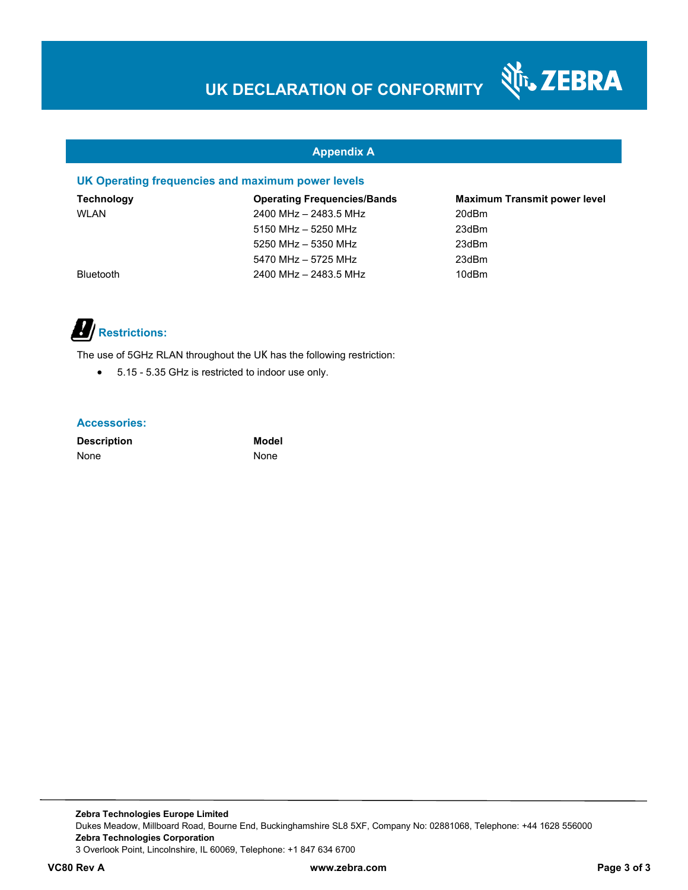# UK DECLARATION OF CONFORMITY

## Appendix A

### UK Operating frequencies and maximum power levels

| Technology | Operating Frequencies/Bands | Maximum Transmit power level |
|---|---|---|
| WLAN | 2400 MHz – 2483.5 MHz | 20dBm |
| | 5150 MHz – 5250 MHz | 23dBm |
| | 5250 MHz – 5350 MHz | 23dBm |
| | 5470 MHz – 5725 MHz | 23dBm |
| Bluetooth | 2400 MHz – 2483.5 MHz | 10dBm |

### Restrictions:

The use of 5GHz RLAN throughout the UK has the following restriction:

- 5.15 - 5.35 GHz is restricted to indoor use only.

### Accessories:

| Description | Model |
|---|---|
| None | None |

**Zebra Technologies Europe Limited**
Dukes Meadow, Millboard Road, Bourne End, Buckinghamshire SL8 5XF, Company No: 02881068, Telephone: +44 1628 556000
**Zebra Technologies Corporation**
3 Overlook Point, Lincolnshire, IL 60069, Telephone: +1 847 634 6700

**VC80 Rev A** **www.zebra.com**